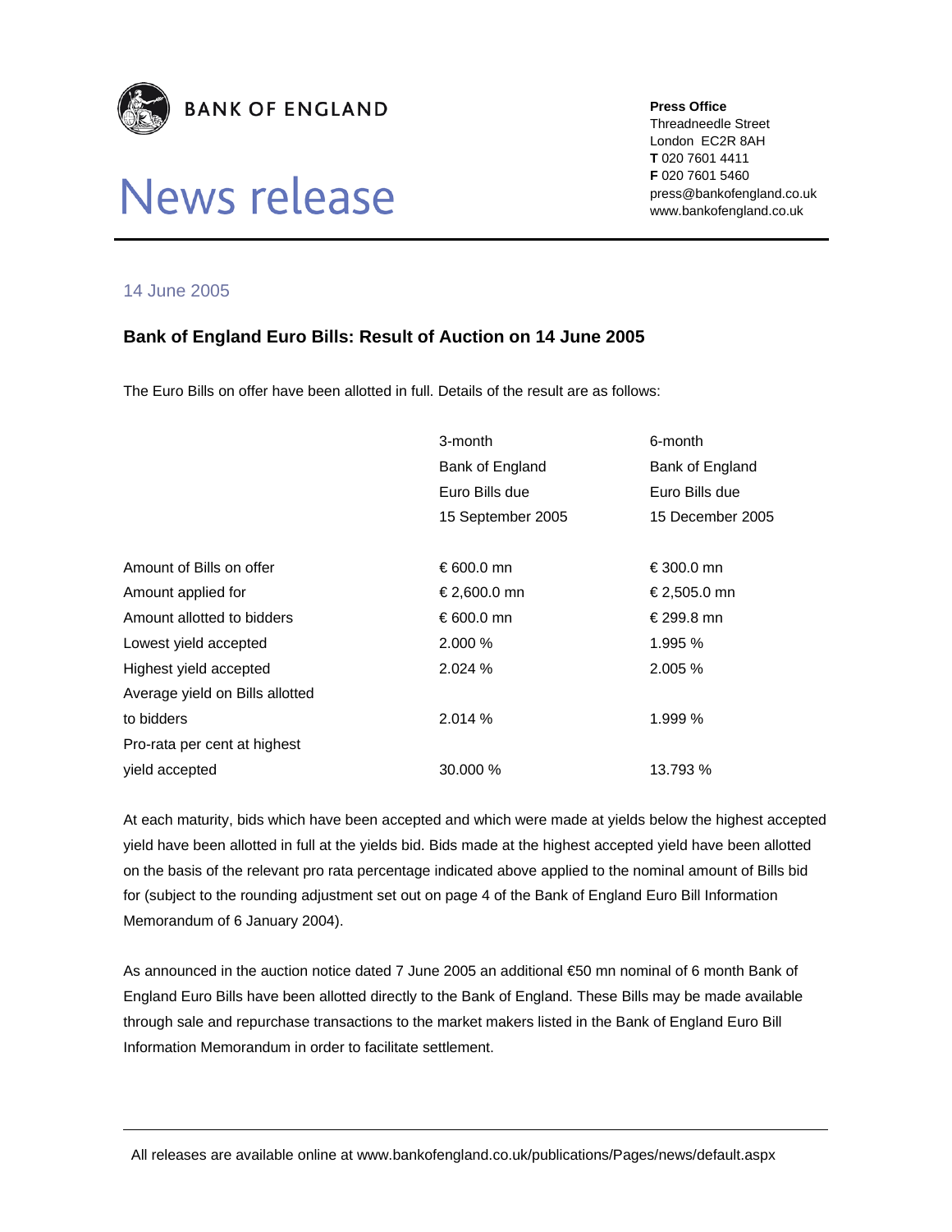BANK OF ENGLAND

# News release

**Press Office**
Threadneedle Street
London EC2R 8AH
**T** 020 7601 4411
**F** 020 7601 5460
press@bankofengland.co.uk
www.bankofengland.co.uk

14 June 2005

## Bank of England Euro Bills: Result of Auction on 14 June 2005

The Euro Bills on offer have been allotted in full. Details of the result are as follows:

| | 3-month Bank of England Euro Bills due 15 September 2005 | 6-month Bank of England Euro Bills due 15 December 2005 |
|---|---|---|
| Amount of Bills on offer | € 600.0 mn | € 300.0 mn |
| Amount applied for | € 2,600.0 mn | € 2,505.0 mn |
| Amount allotted to bidders | € 600.0 mn | € 299.8 mn |
| Lowest yield accepted | 2.000 % | 1.995 % |
| Highest yield accepted | 2.024 % | 2.005 % |
| Average yield on Bills allotted to bidders | 2.014 % | 1.999 % |
| Pro-rata per cent at highest yield accepted | 30.000 % | 13.793 % |

At each maturity, bids which have been accepted and which were made at yields below the highest accepted yield have been allotted in full at the yields bid. Bids made at the highest accepted yield have been allotted on the basis of the relevant pro rata percentage indicated above applied to the nominal amount of Bills bid for (subject to the rounding adjustment set out on page 4 of the Bank of England Euro Bill Information Memorandum of 6 January 2004).

As announced in the auction notice dated 7 June 2005 an additional €50 mn nominal of 6 month Bank of England Euro Bills have been allotted directly to the Bank of England. These Bills may be made available through sale and repurchase transactions to the market makers listed in the Bank of England Euro Bill Information Memorandum in order to facilitate settlement.

All releases are available online at www.bankofengland.co.uk/publications/Pages/news/default.aspx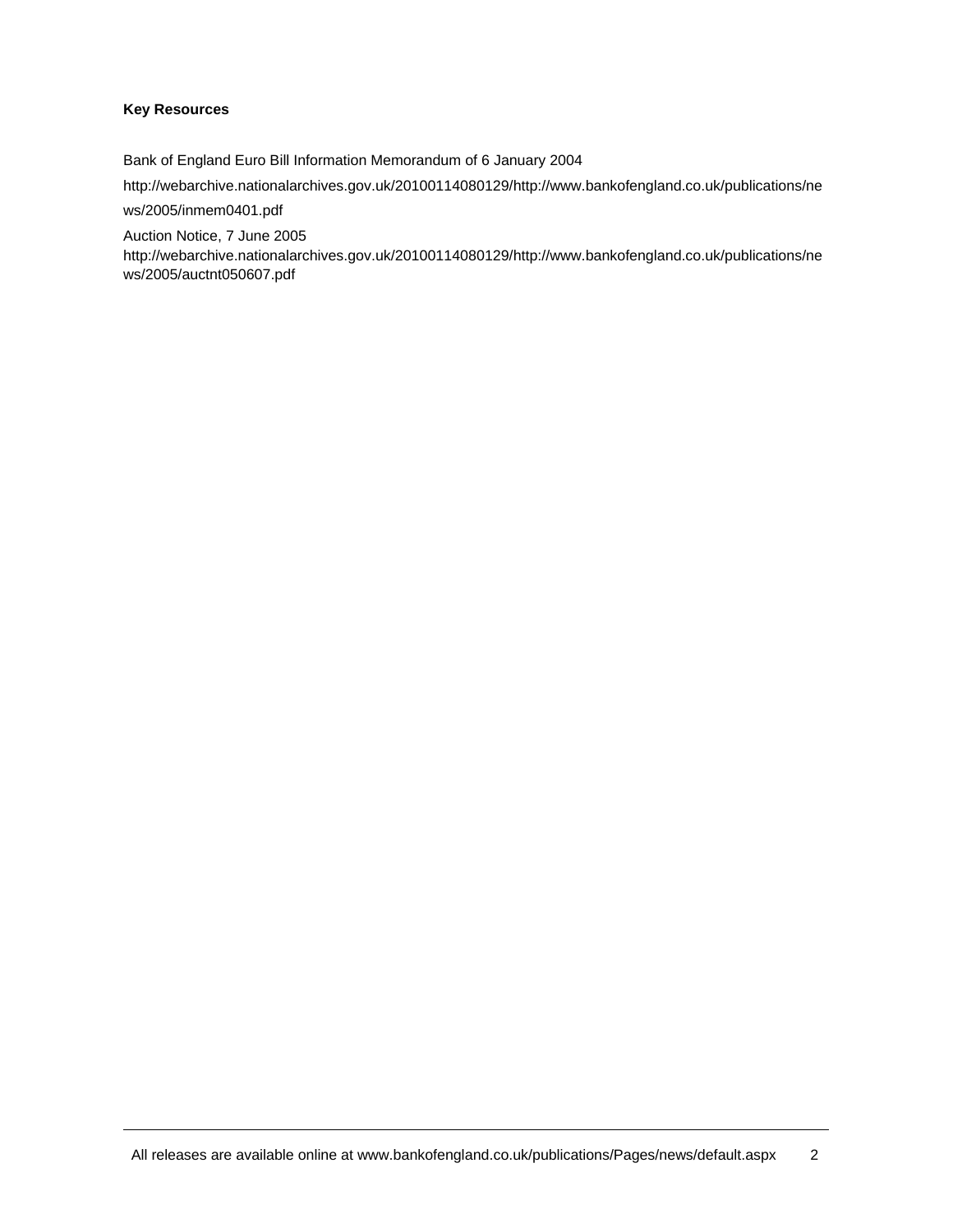**Key Resources**

Bank of England Euro Bill Information Memorandum of 6 January 2004

http://webarchive.nationalarchives.gov.uk/20100114080129/http://www.bankofengland.co.uk/publications/news/2005/inmem0401.pdf

Auction Notice, 7 June 2005

http://webarchive.nationalarchives.gov.uk/20100114080129/http://www.bankofengland.co.uk/publications/news/2005/auctnt050607.pdf